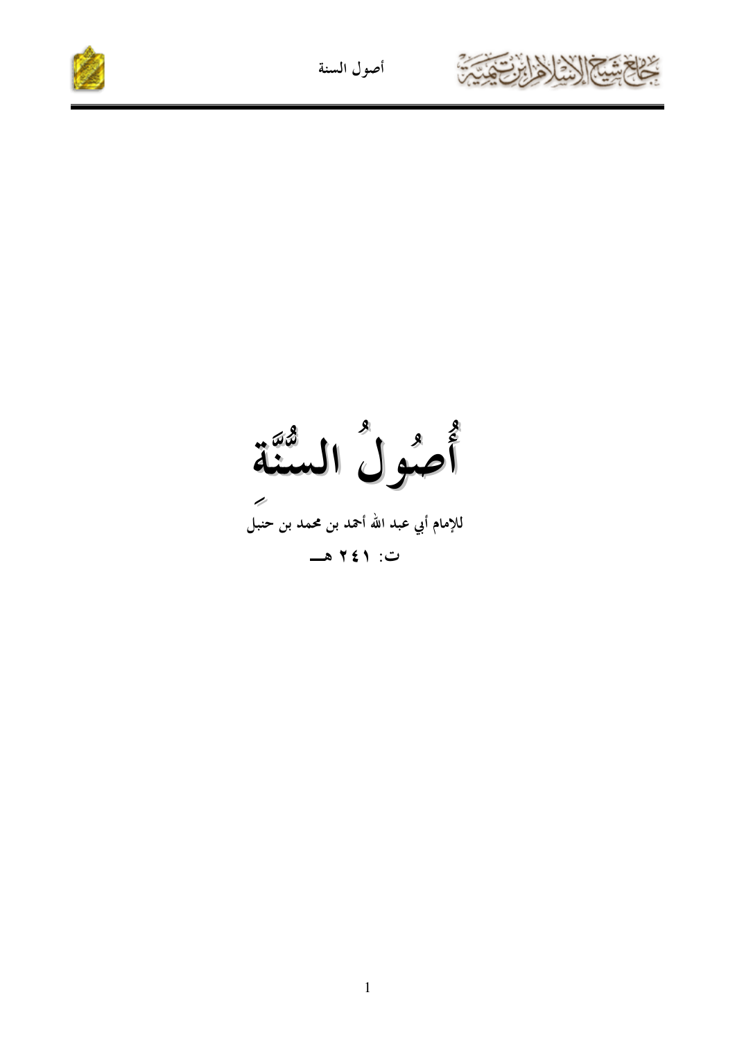# أُصُولُ السُّنَّة

**للإمام أبي عبد الله أحمد بن محمد بن حنبل**

**ت: ٢٤١ هـ**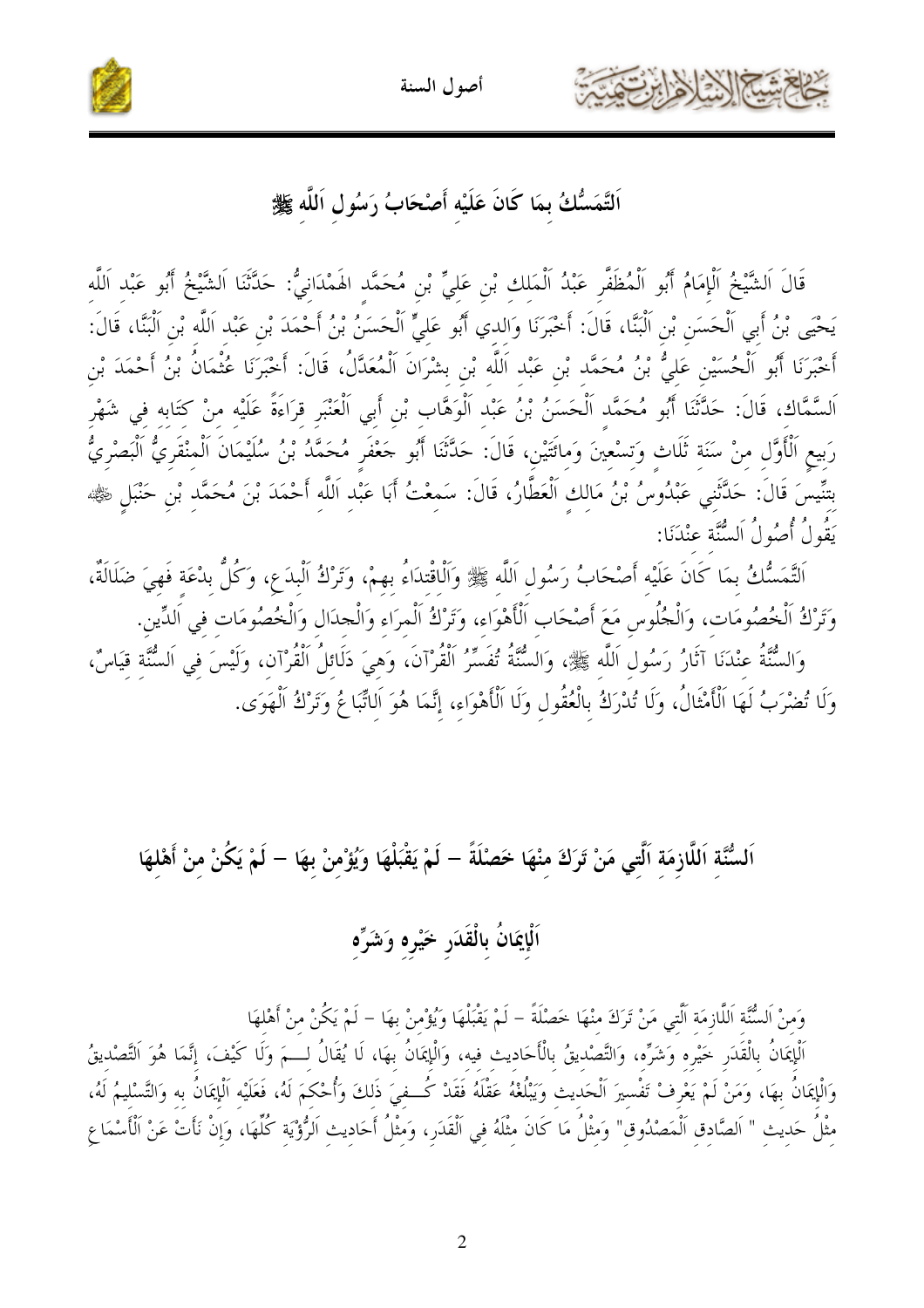## اَلتَّمَسُّكُ بِمَا كَانَ عَلَيْهِ أَصْحَابُ رَسُولِ اَللَّهِ ﷺ

قَالَ اَلشَّيْخُ اَلْإِمَامُ أَبُو اَلْمُظَفَّرِ عَبْدُ اَلْمَلِكِ بْنِ عَلِيٍّ بْنِ مُحَمَّدٍ الهَمْدَانِيُّ: حَدَّثَنَا اَلشَّيْخُ أَبُو عَبْدِ اَللَّهِ يَحْيَى بْنُ أَبِي اَلْحَسَنِ بْنِ اَلْبَنَّا، قَالَ: أَخْبَرَنَا وَالِدِي أَبُو عَلِيٍّ اَلْحَسَنُ بْنُ أَحْمَدَ بْنِ عَبْدِ اَللَّهِ بْنِ اَلْبَنَّا، قَالَ: أَخْبَرَنَا أَبُو اَلْحُسَيْنِ عَلِيُّ بْنُ مُحَمَّدِ بْنِ عَبْدِ اَللَّهِ بْنِ بِشْرَانَ اَلْمُعَدَّلُ، قَالَ: أَخْبَرَنَا عُثْمَانُ بْنُ أَحْمَدَ بْنِ اَلسَّمَّاكِ، قَالَ: حَدَّثَنَا أَبُو مُحَمَّدٍ اَلْحَسَنُ بْنُ عَبْدِ اَلْوَهَّابِ بْنِ أَبِي اَلْعَنْبَرِ قِرَاءَةً عَلَيْهِ مِنْ كِتَابِهِ فِي شَهْرِ رَبِيعٍ اَلْأَوَّلِ مِنْ سَنَةِ ثَلَاثٍ وَتِسْعِينَ وَمِائَتَيْنِ، قَالَ: حَدَّثَنَا أَبُو جَعْفَرٍ مُحَمَّدُ بْنُ سُلَيْمَانَ اَلْمِنْقَرِيُّ اَلْبَصْرِيُّ بِتِنِّيسَ قَالَ: حَدَّثَنِي عَبْدُوسُ بْنُ مَالِكٍ اَلْعَطَّارُ، قَالَ: سَمِعْتُ أَبَا عَبْدِ اَللَّهِ أَحْمَدَ بْنَ مُحَمَّدِ بْنِ حَنْبَلٍ ﷺ يَقُولُ أُصُولُ اَلسُّنَّةِ عِنْدَنَا:

اَلتَّمَسُّكُ بِمَا كَانَ عَلَيْهِ أَصْحَابُ رَسُولِ اَللَّهِ ﷺ وَالِاقْتِدَاءُ بِهِمْ، وَتَرْكُ اَلْبِدَعِ، وَكُلُّ بِدْعَةٍ فَهِيَ ضَلَالَةٌ، وَتَرْكُ اَلْخُصُومَاتِ، وَالْجُلُوسِ مَعَ أَصْحَابِ اَلْأَهْوَاءِ، وَتَرْكُ اَلْمِرَاءِ وَالْجِدَالِ وَالْخُصُومَاتِ فِي اَلدِّينِ.

وَالسُّنَّةُ عِنْدَنَا آثَارُ رَسُولِ اَللَّهِ ﷺ، وَالسُّنَّةُ تُفَسِّرُ اَلْقُرْآنَ، وَهِيَ دَلَائِلُ اَلْقُرْآنِ، وَلَيْسَ فِي اَلسُّنَّةِ قِيَاسٌ، وَلَا تُضْرَبُ لَهَا اَلْأَمْثَالُ، وَلَا تُدْرَكُ بِالْعُقُولِ وَلَا اَلْأَهْوَاءِ، إِنَّمَا هُوَ اَلِاتِّبَاعُ وَتَرْكُ اَلْهَوَى.

## اَلسُّنَّةُ اَللَّازِمَةُ اَلَّتِي مَنْ تَرَكَ مِنْهَا خَصْلَةً – لَمْ يَقْبَلْهَا وَيُؤْمِنْ بِهَا – لَمْ يَكُنْ مِنْ أَهْلِهَا

### اَلْإِيمَانُ بِالْقَدَرِ خَيْرِهِ وَشَرِّهِ

وَمِنْ اَلسُّنَّةِ اَللَّازِمَةِ اَلَّتِي مَنْ تَرَكَ مِنْهَا خَصْلَةً – لَمْ يَقْبَلْهَا وَيُؤْمِنْ بِهَا – لَمْ يَكُنْ مِنْ أَهْلِهَا

اَلْإِيمَانُ بِالْقَدَرِ خَيْرِهِ وَشَرِّهِ، وَالتَّصْدِيقُ بِالْأَحَادِيثِ فِيهِ، وَالْإِيمَانُ بِهَا، لَا يُقَالُ لِمَ وَلَا كَيْفَ، إِنَّمَا هُوَ اَلتَّصْدِيقُ وَالْإِيمَانُ بِهَا، وَمَنْ لَمْ يَعْرِفْ تَفْسِيرَ اَلْحَدِيثِ وَيَبْلُغْهُ عَقْلُهُ فَقَدْ كُفِيَ ذَلِكَ وَأُحْكِمَ لَهُ، فَعَلَيْهِ اَلْإِيمَانُ بِهِ وَالتَّسْلِيمُ لَهُ، مِثْلُ حَدِيثِ " اَلصَّادِقِ اَلْمَصْدُوقِ" وَمِثْلُ مَا كَانَ مِثْلَهُ فِي اَلْقَدَرِ، وَمِثْلُ أَحَادِيثِ اَلرُّؤْيَةِ كُلِّهَا، وَإِنْ نَأَتْ عَنْ اَلْأَسْمَاعِ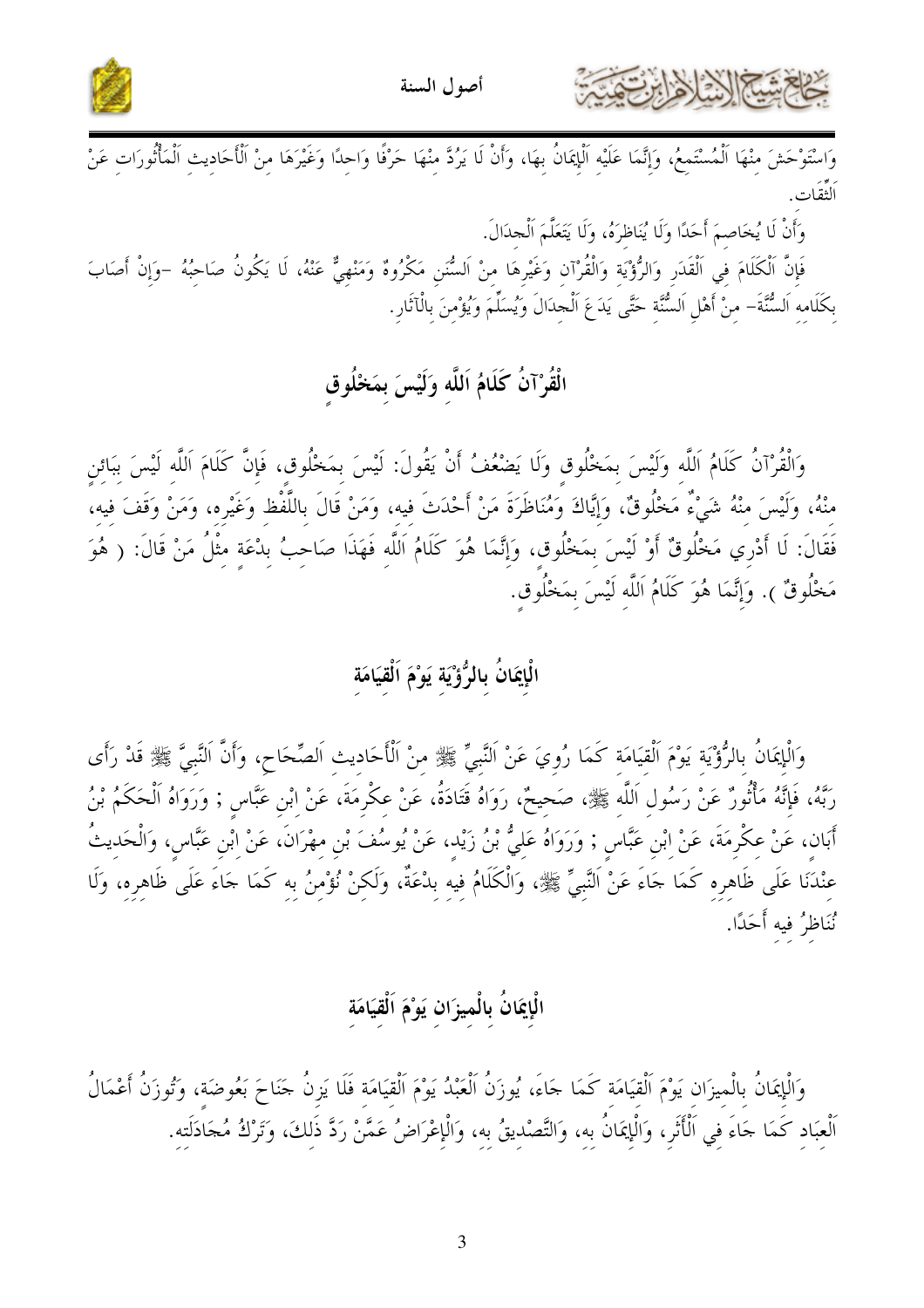وَاسْتَوْحَشَ مِنْهَا اَلْمُسْتَمِعُ، وَإِنَّمَا عَلَيْهِ اَلْإِيمَانُ بِهَا، وَأَنْ لَا يَرُدَّ مِنْهَا حَرْفًا وَاحِدًا وَغَيْرَهَا مِنْ اَلْأَحَادِيثِ اَلْمَأْثُورَاتِ عَنْ اَلثِّقَاتِ.

وَأَنْ لَا يُخَاصِمَ أَحَدًا وَلَا يُنَاظِرَهُ، وَلَا يَتَعَلَّمَ اَلْجِدَالَ.

فَإِنَّ اَلْكَلَامَ فِي اَلْقَدَرِ وَالرُّؤْيَةِ وَالْقُرْآنِ وَغَيْرِهَا مِنْ اَلسُّنَنِ مَكْرُوهٌ وَمَنْهِيٌّ عَنْهُ، لَا يَكُونُ صَاحِبُهُ -وَإِنْ أَصَابَ بِكَلَامِهِ اَلسُّنَّةَ- مِنْ أَهْلِ اَلسُّنَّةِ حَتَّى يَدَعَ اَلْجِدَالَ وَيُسَلِّمَ وَيُؤْمِنَ بِالْآثَارِ.

## اَلْقُرْآنُ كَلَامُ اَللَّهِ وَلَيْسَ بِمَخْلُوقٍ

وَالْقُرْآنُ كَلَامُ اَللَّهِ وَلَيْسَ بِمَخْلُوقٍ وَلَا يَضْعُفُ أَنْ يَقُولَ: لَيْسَ بِمَخْلُوقٍ، فَإِنَّ كَلَامَ اَللَّهِ لَيْسَ بِبَائِنٍ مِنْهُ، وَلَيْسَ مِنْهُ شَيْءٌ مَخْلُوقٌ، وَإِيَّاكَ وَمُنَاظَرَةَ مَنْ أَحْدَثَ فِيهِ، وَمَنْ قَالَ بِاللَّفْظِ وَغَيْرِهِ، وَمَنْ وَقَفَ فِيهِ، فَقَالَ: لَا أَدْرِي مَخْلُوقٌ أَوْ لَيْسَ بِمَخْلُوقٍ، وَإِنَّمَا هُوَ كَلَامُ اَللَّهِ فَهَذَا صَاحِبُ بِدْعَةٍ مِثْلُ مَنْ قَالَ: ( هُوَ مَخْلُوقٌ ). وَإِنَّمَا هُوَ كَلَامُ اَللَّهِ لَيْسَ بِمَخْلُوقٍ.

## اَلْإِيمَانُ بِالرُّؤْيَةِ يَوْمَ اَلْقِيَامَةِ

وَالْإِيمَانُ بِالرُّؤْيَةِ يَوْمَ اَلْقِيَامَةِ كَمَا رُوِيَ عَنْ اَلنَّبِيِّ ﷺ مِنْ اَلْأَحَادِيثِ اَلصِّحَاحِ، وَأَنَّ اَلنَّبِيَّ ﷺ قَدْ رَأَى رَبَّهُ، فَإِنَّهُ مَأْثُورٌ عَنْ رَسُولِ اَللَّهِ ﷺ، صَحِيحٌ، رَوَاهُ قَتَادَةُ، عَنْ عِكْرِمَةَ، عَنْ اِبْنِ عَبَّاسٍ ; وَرَوَاهُ اَلْحَكَمُ بْنُ أَبَانٍ، عَنْ عِكْرِمَةَ، عَنْ اِبْنِ عَبَّاسٍ ; وَرَوَاهُ عَلِيُّ بْنُ زَيْدٍ، عَنْ يُوسُفَ بْنِ مِهْرَانَ، عَنْ اِبْنِ عَبَّاسٍ، وَالْحَدِيثُ عِنْدَنَا عَلَى ظَاهِرِهِ كَمَا جَاءَ عَنْ اَلنَّبِيِّ ﷺ، وَالْكَلَامُ فِيهِ بِدْعَةٌ، وَلَكِنْ نُؤْمِنُ بِهِ كَمَا جَاءَ عَلَى ظَاهِرِهِ، وَلَا نُنَاظِرُ فِيهِ أَحَدًا.

## اَلْإِيمَانُ بِالْمِيزَانِ يَوْمَ اَلْقِيَامَةِ

وَالْإِيمَانُ بِالْمِيزَانِ يَوْمَ اَلْقِيَامَةِ كَمَا جَاءَ، يُوزَنُ اَلْعَبْدُ يَوْمَ اَلْقِيَامَةِ فَلَا يَزِنُ جَنَاحَ بَعُوضَةٍ، وَتُوزَنُ أَعْمَالُ اَلْعِبَادِ كَمَا جَاءَ فِي اَلْأَثَرِ، وَالْإِيمَانُ بِهِ، وَالتَّصْدِيقُ بِهِ، وَالْإِعْرَاضُ عَمَّنْ رَدَّ ذَلِكَ، وَتَرْكُ مُجَادَلَتِهِ.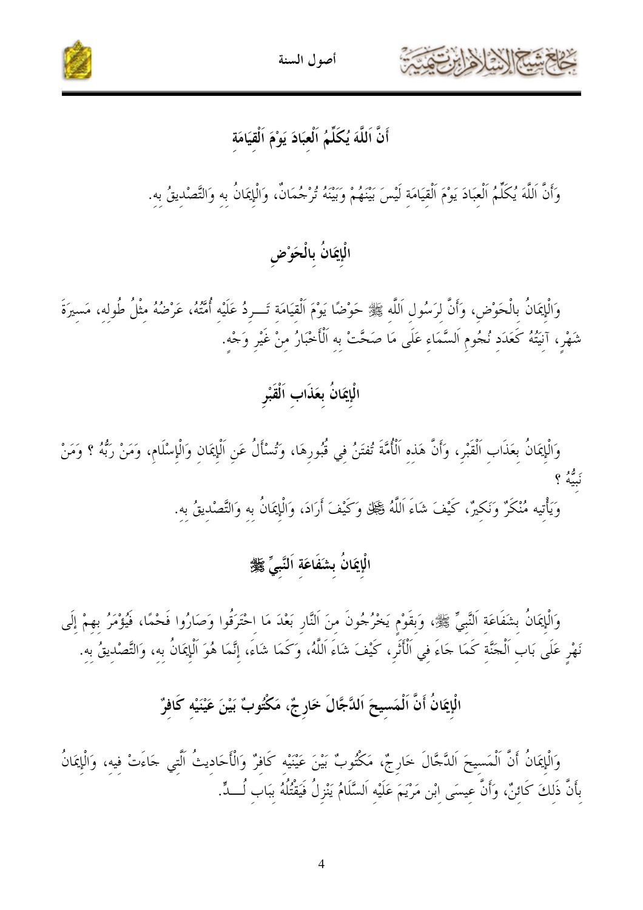## أَنَّ اَللَّهَ يُكَلِّمُ اَلْعِبَادَ يَوْمَ اَلْقِيَامَةِ

وَأَنَّ اَللَّهَ يُكَلِّمُ اَلْعِبَادَ يَوْمَ اَلْقِيَامَةِ لَيْسَ بَيْنَهُمْ وَبَيْنَهُ تُرْجُمَانٌ، وَالْإِيمَانُ بِهِ وَالتَّصْدِيقُ بِهِ.

## الْإِيمَانُ بِالْحَوْضِ

وَالْإِيمَانُ بِالْحَوْضِ، وَأَنَّ لِرَسُولِ اَللَّهِ ﷺ حَوْضًا يَوْمَ اَلْقِيَامَةِ تَـــرِدُ عَلَيْهِ أُمَّتُهُ، عَرْضُهُ مِثْلُ طُولِهِ، مَسِيرَةَ شَهْرٍ، آنِيَتُهُ كَعَدَدِ نُجُومِ اَلسَّمَاءِ عَلَى مَا صَحَّتْ بِهِ اَلْأَخْبَارُ مِنْ غَيْرِ وَجْهٍ.

## الْإِيمَانُ بِعَذَابِ اَلْقَبْرِ

وَالْإِيمَانُ بِعَذَابِ اَلْقَبْرِ، وَأَنَّ هَذِهِ اَلْأُمَّةَ تُفتَنُ فِي قُبُورِهَا، وَتُسْأَلُ عَنِ اَلْإِيمَانِ وَالْإِسْلَامِ، وَمَنْ رَبُّهُ ؟ وَمَنْ نَبِيُّهُ ؟

وَيَأْتِيهِ مُنْكَرٌ وَنَكِيرٌ، كَيْفَ شَاءَ اَللَّهُ ﷻ وَكَيْفَ أَرَادَ، وَالْإِيمَانُ بِهِ وَالتَّصْدِيقُ بِهِ.

## الْإِيمَانُ بِشَفَاعَةِ اَلنَّبِيِّ ﷺ

وَالْإِيمَانُ بِشَفَاعَةِ اَلنَّبِيِّ ﷺ، وَبِقَوْمٍ يَخْرُجُونَ مِنَ اَلنَّارِ بَعْدَ مَا احْتَرَقُوا وَصَارُوا فَحْمًا، فَيُؤْمَرُ بِهِمْ إِلَى نَهْرٍ عَلَى بَابِ اَلْجَنَّةِ كَمَا جَاءَ فِي اَلْأَثَرِ، كَيْفَ شَاءَ اَللَّهُ، وَكَمَا شَاءَ، إِنَّمَا هُوَ اَلْإِيمَانُ بِهِ، وَالتَّصْدِيقُ بِهِ.

## الْإِيمَانُ أَنَّ اَلْمَسِيحَ اَلدَّجَّالَ خَارِجٌ، مَكْتُوبٌ بَيْنَ عَيْنَيْهِ كَافِرٌ

وَالْإِيمَانُ أَنَّ اَلْمَسِيحَ اَلدَّجَّالَ خَارِجٌ، مَكْتُوبٌ بَيْنَ عَيْنَيْهِ كَافِرٌ وَالْأَحَادِيثُ اَلَّتِي جَاءَتْ فِيهِ، وَالْإِيمَانُ بِأَنَّ ذَلِكَ كَائِنٌ، وَأَنَّ عِيسَى ابْنِ مَرْيَمَ عَلَيْهِ اَلسَّلَامُ يَنْزِلُ فَيَقْتُلُهُ بِبَابِ لُــدٍّ.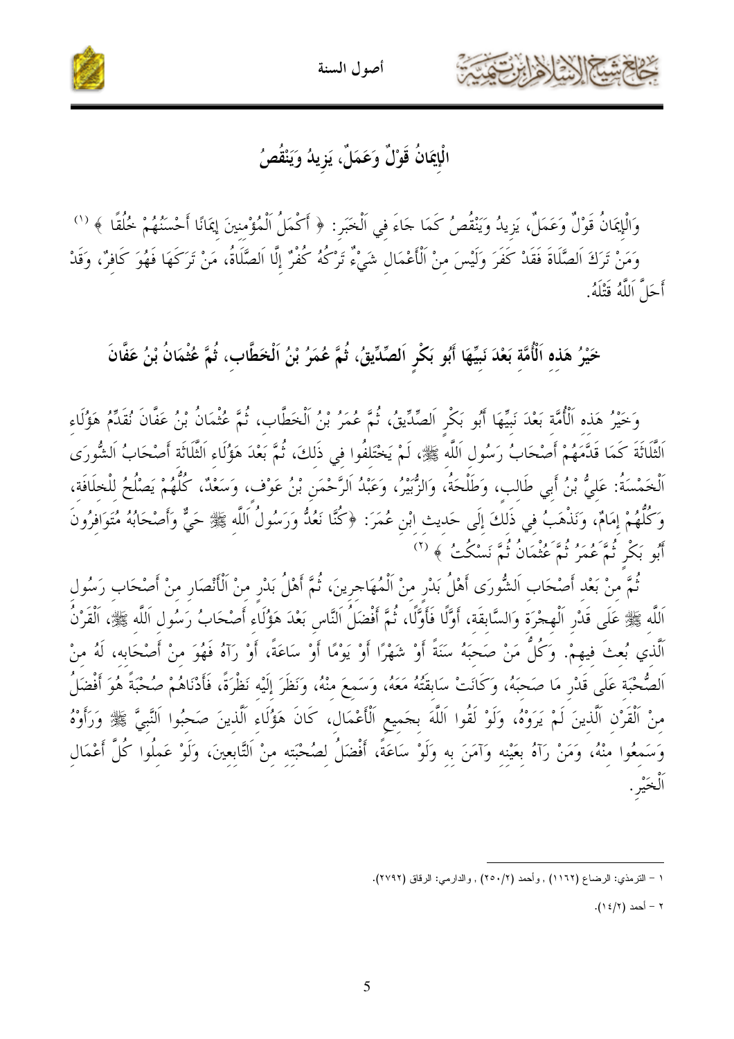## الْإِيمَانُ قَوْلٌ وَعَمَلٌ، يَزِيدُ وَيَنْقُصُ

وَالْإِيمَانُ قَوْلٌ وَعَمَلٌ، يَزِيدُ وَيَنْقُصُ كَمَا جَاءَ فِي اَلْخَبَرِ: ﴿ أَكْمَلُ اَلْمُؤْمِنِينَ إِيمَانًا أَحْسَنُهُمْ خُلُقًا ﴾ [1] وَمَنْ تَرَكَ اَلصَّلَاةَ فَقَدْ كَفَرَ وَلَيْسَ مِنْ اَلْأَعْمَالِ شَيْءٌ تَرْكُهُ كُفْرٌ إِلَّا اَلصَّلَاةُ، مَنْ تَرَكَهَا فَهُوَ كَافِرٌ، وَقَدْ أَحَلَّ اَللَّهُ قَتْلَهُ.

## خَيْرُ هَذِهِ اَلْأُمَّةِ بَعْدَ نَبِيِّهَا أَبُو بَكْرٍ اَلصِّدِّيقُ، ثُمَّ عُمَرُ بْنُ اَلْخَطَّابِ، ثُمَّ عُثْمَانُ بْنُ عَفَّانَ

وَخَيْرُ هَذِهِ اَلْأُمَّةِ بَعْدَ نَبِيِّهَا أَبُو بَكْرٍ اَلصِّدِّيقُ، ثُمَّ عُمَرُ بْنُ اَلْخَطَّابِ، ثُمَّ عُثْمَانُ بْنُ عَفَّانَ نُقَدِّمُ هَؤُلَاءِ اَلثَّلَاثَةَ كَمَا قَدَّمَهُمْ أَصْحَابُ رَسُولِ اَللَّهِ ﷺ، لَمْ يَخْتَلِفُوا فِي ذَلِكَ، ثُمَّ بَعْدَ هَؤُلَاءِ اَلثَّلَاثَةِ أَصْحَابُ اَلشُّورَى اَلْخَمْسَةُ: عَلِيُّ بْنُ أَبِي طَالِبٍ، وَطَلْحَةُ، وَالزُّبَيْرُ، وَعَبْدُ اَلرَّحْمَنِ بْنُ عَوْفٍ، وَسَعْدٌ، كُلُّهُمْ يَصْلُحُ لِلْخِلَافَةِ، وَكُلُّهُمْ إِمَامٌ، وَنَذْهَبُ فِي ذَلِكَ إِلَى حَدِيثِ ابْنِ عُمَرَ: ﴿كُنَّا نَعُدُّ وَرَسُولُ اَللَّهِ ﷺ حَيٌّ وَأَصْحَابُهُ مُتَوَافِرُونَ أَبُو بَكْرٍ ثُمَّ عُمَرُ ثُمَّ عُثْمَانُ ثُمَّ نَسْكُتُ ﴾ [2]

ثُمَّ مِنْ بَعْدِ أَصْحَابِ اَلشُّورَى أَهْلُ بَدْرٍ مِنْ اَلْمُهَاجِرِينَ، ثُمَّ أَهْلُ بَدْرٍ مِنْ اَلْأَنْصَارِ مِنْ أَصْحَابِ رَسُولِ اَللَّهِ ﷺ عَلَى قَدْرِ اَلْهِجْرَةِ وَالسَّابِقَةِ، أَوَّلًا فَأَوَّلًا، ثُمَّ أَفْضَلُ اَلنَّاسِ بَعْدَ هَؤُلَاءِ أَصْحَابُ رَسُولِ اَللَّهِ ﷺ، اَلْقَرْنُ اَلَّذِي بُعِثَ فِيهِمْ. وَكُلُّ مَنْ صَحِبَهُ سَنَةً أَوْ شَهْرًا أَوْ يَوْمًا أَوْ سَاعَةً، أَوْ رَآهُ فَهُوَ مِنْ أَصْحَابِهِ، لَهُ مِنْ اَلصُّحْبَةِ عَلَى قَدْرِ مَا صَحِبَهُ، وَكَانَتْ سَابِقَتُهُ مَعَهُ، وَسَمِعَ مِنْهُ، وَنَظَرَ إِلَيْهِ نَظْرَةً، فَأَدْنَاهُمْ صُحْبَةً هُوَ أَفْضَلُ مِنْ اَلْقَرْنِ اَلَّذِينَ لَمْ يَرَوْهُ، وَلَوْ لَقُوا اَللَّهَ بِجَمِيعِ اَلْأَعْمَالِ، كَانَ هَؤُلَاءِ اَلَّذِينَ صَحِبُوا اَلنَّبِيَّ ﷺ وَرَأَوْهُ وَسَمِعُوا مِنْهُ، وَمَنْ رَآهُ بِعَيْنِهِ وَآمَنَ بِهِ وَلَوْ سَاعَةً، أَفْضَلُ لِصُحْبَتِهِ مِنْ اَلتَّابِعِينَ، وَلَوْ عَمِلُوا كُلَّ أَعْمَالِ اَلْخَيْرِ.

---

١ – الترمذي: الرضاع (١١٦٢) , وأحمد (٢/٢٥٠) , والدارمي: الرقاق (٢٧٩٢).

٢ – أحمد (٢/١٤).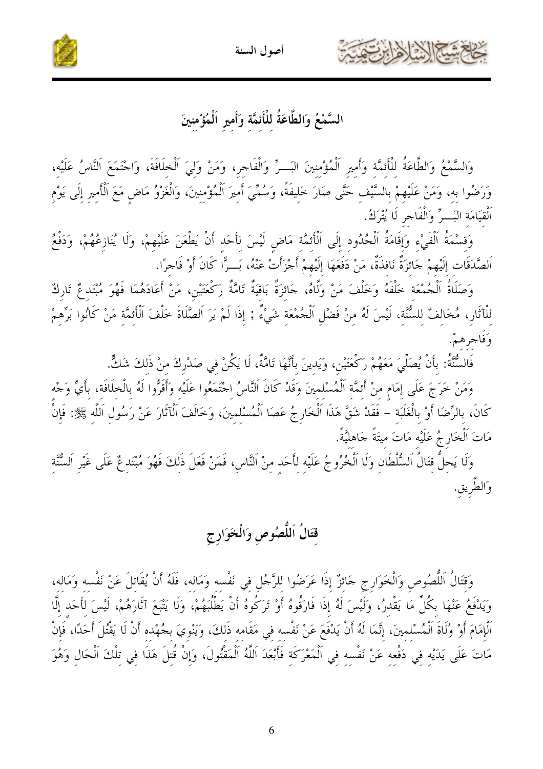## السَّمْعُ وَالطَّاعَةُ لِلْأَئِمَّةِ وَأَمِيرِ اَلْمُؤْمِنِينَ

وَالسَّمْعُ وَالطَّاعَةُ لِلْأَئِمَّةِ وَأَمِيرِ اَلْمُؤْمِنِينَ البَـــرِّ وَالْفَاجِرِ، وَمَنْ وَلِيَ اَلْخِلَافَةَ، وَاجْتَمَعَ اَلنَّاسُ عَلَيْهِ، وَرَضُوا بِهِ، وَمَنْ عَلَيْهِمْ بِالسَّيْفِ حَتَّى صَارَ خَلِيفَةً، وَسُمِّيَ أَمِيرَ اَلْمُؤْمِنِينَ، وَالْغَزْوُ مَاضٍ مَعَ اَلْأَمِيرِ إِلَى يَوْمِ اَلْقِيَامَةِ البَـــرِّ وَالْفَاجِرِ لَا يُتْرَكُ.

وَقِسْمَةُ اَلْفَيْءِ وَإِقَامَةُ اَلْحُدُودِ إِلَى اَلْأَئِمَّةِ مَاضٍ لَيْسَ لِأَحَدٍ أَنْ يَطْعَنَ عَلَيْهِمْ، وَلَا يُنَازِعُهُمْ، وَدَفْعُ اَلصَّدَقَاتِ إِلَيْهِمْ جَائِزَةٌ نَافِذَةٌ، مَنْ دَفَعَهَا إِلَيْهِمْ أَجْزَأَتْ عَنْهُ، بَـــرًّا كَانَ أَوْ فَاجِرًا.

وَصَلَاةُ اَلْجُمْعَةِ خَلْفَهُ وَخَلْفَ مَنْ وَلَّاهُ، جَائِزَةٌ بَاقِيَةٌ تَامَّةٌ رَكْعَتَيْنِ، مَنْ أَعَادَهُمَا فَهُوَ مُبْتَدِعٌ تَارِكٌ لِلْآثَارِ، مُخَالِفٌ لِلسُّنَّةِ، لَيْسَ لَهُ مِنْ فَضْلِ اَلْجُمْعَةِ شَيْءٌ ; إِذَا لَمْ يَرَ اَلصَّلَاةَ خَلْفَ اَلْأَئِمَّةِ مَنْ كَانُوا بَرِّهِمْ وَفَاجِرِهِمْ.

فَالسُّنَّةُ: بِأَنْ يُصَلِّيَ مَعَهُمْ رَكْعَتَيْنِ، وَيَدِينَ بِأَنَّهَا تَامَّةٌ، لَا يَكُنْ فِي صَدْرِكَ مِنْ ذَلِكَ شَكٌّ.

وَمَنْ خَرَجَ عَلَى إِمَامٍ مِنْ أَئِمَّةِ اَلْمُسْلِمِينَ وَقَدْ كَانَ اَلنَّاسُ اجْتَمَعُوا عَلَيْهِ وَأَقَرُّوا لَهُ بِالْخِلَافَةِ، بِأَيِّ وَجْهٍ كَانَ، بِالرِّضَا أَوْ بِالْغَلَبَةِ – فَقَدْ شَقَّ هَذَا اَلْخَارِجُ عَصَا اَلْمُسْلِمِينَ، وَخَالَفَ اَلْآثَارَ عَنْ رَسُولِ اَللَّهِ ﷺ: فَإِنْ مَاتَ اَلْخَارِجُ عَلَيْهِ مَاتَ مِيتَةً جَاهِلِيَّةً.

وَلَا يَحِلُّ قِتَالُ اَلسُّلْطَانِ وَلَا اَلْخُرُوجُ عَلَيْهِ لِأَحَدٍ مِنَ النَّاسِ، فَمَنْ فَعَلَ ذَلِكَ فَهُوَ مُبْتَدِعٌ عَلَى غَيْرِ اَلسُّنَّةِ وَالطَّرِيقِ.

## قِتَالُ اَللُّصُوصِ وَالْخَوَارِجِ

وَقِتَالُ اَللُّصُوصِ وَالْخَوَارِجِ جَائِزٌ إِذَا عَرَضُوا لِلرَّجُلِ فِي نَفْسِهِ وَمَالِهِ، فَلَهُ أَنْ يُقَاتِلَ عَنْ نَفْسِهِ وَمَالِهِ، وَيَدْفَعُ عَنْهَا بِكُلِّ مَا يَقْدِرُ، وَلَيْسَ لَهُ إِذَا فَارَقُوهُ أَوْ تَرَكُوهُ أَنْ يَطْلُبَهُمْ، وَلَا يَتْبَعَ آثَارَهُمْ، لَيْسَ لِأَحَدٍ إِلَّا اَلْإِمَامَ أَوْ وُلَاةَ اَلْمُسْلِمِينَ، إِنَّمَا لَهُ أَنْ يَدْفَعَ عَنْ نَفْسِهِ فِي مَقَامِهِ ذَلِكَ، وَيَنْوِيَ بِجُهْدِهِ أَنْ لَا يَقْتُلَ أَحَدًا، فَإِنْ مَاتَ عَلَى يَدَيْهِ فِي دَفْعِهِ عَنْ نَفْسِهِ فِي اَلْمَعْرَكَةِ فَأَبْعَدَ اَللَّهُ اَلْمَقْتُولَ، وَإِنْ قُتِلَ هَذَا فِي تِلْكَ اَلْحَالِ وَهُوَ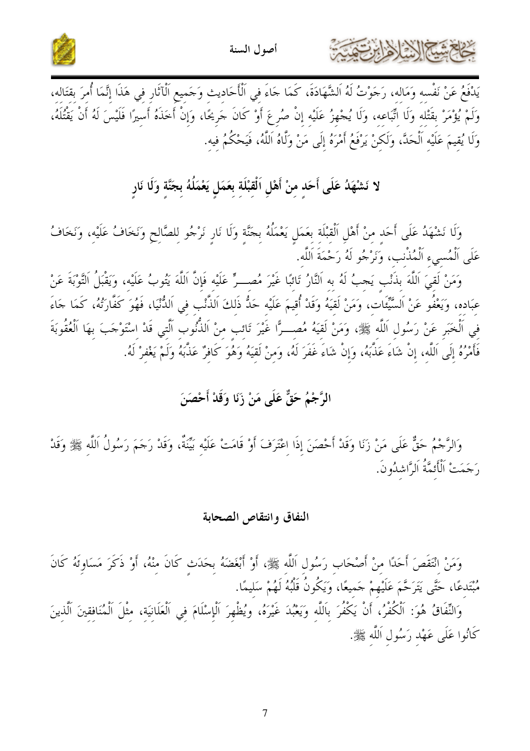يَدْفَعُ عَنْ نَفْسِهِ وَمَالِهِ، رَجَوْتُ لَهُ ٱلشَّهَادَةَ، كَمَا جَاءَ فِي ٱلْأَحَادِيثِ وَجَمِيعِ ٱلْآثَارِ فِي هَذَا إِنَّمَا أُمِرَ بِقِتَالِهِ، وَلَمْ يُؤْمَرْ بِقَتْلِهِ وَلَا اتِّبَاعِهِ، وَلَا يُجْهِزُ عَلَيْهِ إِنْ صُرِعَ أَوْ كَانَ جَرِيحًا، وَإِنْ أَخَذَهُ أَسِيرًا فَلَيْسَ لَهُ أَنْ يَقْتُلَهُ، وَلَا يُقِيمَ عَلَيْهِ ٱلْحَدَّ، وَلَكِنْ يَرْفَعُ أَمْرَهُ إِلَى مَنْ وَلَّاهُ ٱللَّهُ، فَيَحْكُمُ فِيهِ.

## لا نَشْهَدُ عَلَى أَحَدٍ مِنْ أَهْلِ ٱلْقِبْلَةِ بِعَمَلٍ يَعْمَلُهُ بِجَنَّةٍ وَلَا نَارٍ

وَلَا نَشْهَدُ عَلَى أَحَدٍ مِنْ أَهْلِ ٱلْقِبْلَةِ بِعَمَلٍ يَعْمَلُهُ بِجَنَّةٍ وَلَا نَارٍ نَرْجُو لِلصَّالِحِ وَنَخَافُ عَلَيْهِ، وَنَخَافُ عَلَى ٱلْمُسِيءِ ٱلْمُذْنِبِ، وَنَرْجُو لَهُ رَحْمَةَ ٱللَّهِ.

وَمَنْ لَقِيَ ٱللَّهَ بِذَنْبٍ يَجِبُ لَهُ بِهِ ٱلنَّارُ تَائِبًا غَيْرَ مُصِرٍّ عَلَيْهِ فَإِنَّ ٱللَّهَ يَتُوبُ عَلَيْهِ، وَيَقْبَلُ ٱلتَّوْبَةَ عَنْ عِبَادِهِ، وَيَعْفُو عَنْ ٱلسَّيِّئَاتِ، وَمَنْ لَقِيَهُ وَقَدْ أُقِيمَ عَلَيْهِ حَدُّ ذَلِكَ ٱلذَّنْبِ فِي ٱلدُّنْيَا، فَهُوَ كَفَّارَتُهُ، كَمَا جَاءَ فِي ٱلْخَبَرِ عَنْ رَسُولِ ٱللَّهِ ﷺ، وَمَنْ لَقِيَهُ مُصِرًّا غَيْرَ تَائِبٍ مِنْ ٱلذُّنُوبِ ٱلَّتِي قَدْ اسْتَوْجَبَ بِهَا ٱلْعُقُوبَةَ فَأَمْرُهُ إِلَى ٱللَّهِ، إِنْ شَاءَ عَذَّبَهُ، وَإِنْ شَاءَ غَفَرَ لَهُ، وَمَنْ لَقِيَهُ وَهُوَ كَافِرٌ عَذَّبَهُ وَلَمْ يَغْفِرْ لَهُ.

## الرَّجْمُ حَقٌّ عَلَى مَنْ زَنَا وَقَدْ أَحْصَنَ

وَالرَّجْمُ حَقٌّ عَلَى مَنْ زَنَا وَقَدْ أَحْصَنَ إِذَا اعْتَرَفَ أَوْ قَامَتْ عَلَيْهِ بَيِّنَةٌ، وَقَدْ رَجَمَ رَسُولُ ٱللَّهِ ﷺ وَقَدْ رَجَمَتْ ٱلْأَئِمَّةُ ٱلرَّاشِدُونَ.

## النفاق وانتقاص الصحابة

وَمَنْ انْتَقَصَ أَحَدًا مِنْ أَصْحَابِ رَسُولِ ٱللَّهِ ﷺ، أَوْ أَبْغَضَهُ بِحَدَثٍ كَانَ مِنْهُ، أَوْ ذَكَرَ مَسَاوِئَهُ كَانَ مُبْتَدِعًا، حَتَّى يَتَرَحَّمَ عَلَيْهِمْ جَمِيعًا، وَيَكُونُ قَلْبُهُ لَهُمْ سَلِيمًا.

وَالنِّفَاقُ هُوَ: ٱلْكُفْرُ، أَنْ يَكْفُرَ بِاللَّهِ وَيَعْبُدَ غَيْرَهُ، وَيُظْهِرَ ٱلْإِسْلَامَ فِي ٱلْعَلَانِيَةِ، مِثْلَ ٱلْمُنَافِقِينَ ٱلَّذِينَ كَانُوا عَلَى عَهْدِ رَسُولِ ٱللَّهِ ﷺ.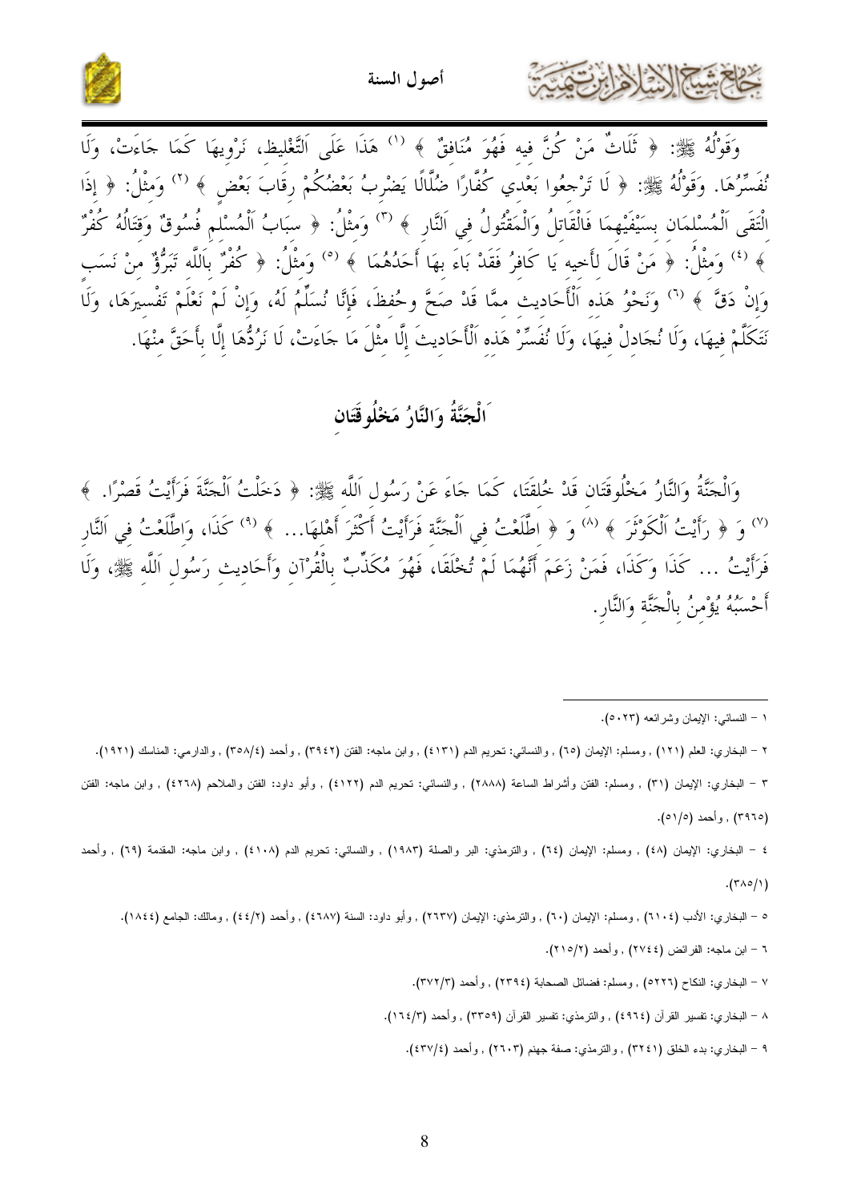وَقَوْلُهُ ﷺ: ﴿ ثَلَاثٌ مَنْ كُنَّ فِيهِ فَهُوَ مُنَافِقٌ ﴾ [1] هَذَا عَلَى اَلتَّغْلِيظِ، نَرْوِيهَا كَمَا جَاءَتْ، وَلَا نُفَسِّرُهَا. وَقَوْلُهُ ﷺ: ﴿ لَا تَرْجِعُوا بَعْدِي كُفَّارًا ضُلَّالًا يَضْرِبُ بَعْضُكُمْ رِقَابَ بَعْضٍ ﴾ [2] وَمِثْلُ: ﴿ إِذَا اِلْتَقَى اَلْمُسْلِمَانِ بِسَيْفَيْهِمَا فَالْقَاتِلُ وَالْمَقْتُولُ فِي اَلنَّارِ ﴾ [3] وَمِثْلُ: ﴿ سِبَابُ اَلْمُسْلِمِ فُسُوقٌ وَقِتَالُهُ كُفْرٌ ﴾ [4] وَمِثْلُ: ﴿ مَنْ قَالَ لِأَخِيهِ يَا كَافِرُ فَقَدْ بَاءَ بِهَا أَحَدُهُمَا ﴾ [5] وَمِثْلُ: ﴿ كُفْرٌ بِاَللَّهِ تَبَرُّؤٌ مِنْ نَسَبٍ وَإِنْ دَقَّ ﴾ [6] وَنَحْوُ هَذِهِ اَلْأَحَادِيثِ مِمَّا قَدْ صَحَّ وَحُفِظَ، فَإِنَّا نُسَلِّمُ لَهُ، وَإِنْ لَمْ نَعْلَمْ تَفْسِيرَهَا، وَلَا نَتَكَلَّمُ فِيهَا، وَلَا نُجَادِلُ فِيهَا، وَلَا نُفَسِّرُ هَذِهِ اَلْأَحَادِيثَ إِلَّا مِثْلَ مَا جَاءَتْ، لَا نَرُدُّهَا إِلَّا بِأَحَقَّ مِنْهَا.

## اَلْجَنَّةُ وَالنَّارُ مَخْلُوقَتَانِ

وَالْجَنَّةُ وَالنَّارُ مَخْلُوقَتَانِ قَدْ خُلِقَتَا، كَمَا جَاءَ عَنْ رَسُولِ اَللَّهِ ﷺ: ﴿ دَخَلْتُ اَلْجَنَّةَ فَرَأَيْتُ قَصْرًا. ﴾ [7] وَ ﴿ رَأَيْتُ اَلْكَوْثَرَ ﴾ [8] وَ ﴿ اِطَّلَعْتُ فِي اَلْجَنَّةِ فَرَأَيْتُ أَكْثَرَ أَهْلِهَا... ﴾ [9] كَذَا، وَاطَّلَعْتُ فِي اَلنَّارِ فَرَأَيْتُ ... كَذَا وَكَذَا، فَمَنْ زَعَمَ أَنَّهُمَا لَمْ تُخْلَقَا، فَهُوَ مُكَذِّبٌ بِالْقُرْآنِ وَأَحَادِيثِ رَسُولِ اَللَّهِ ﷺ، وَلَا أَحْسَبُهُ يُؤْمِنُ بِالْجَنَّةِ وَالنَّارِ.

---

١ – النسائي: الإيمان وشرائعه (٥٠٢٣).

٢ – البخاري: العلم (١٢١) , ومسلم: الإيمان (٦٥) , والنسائي: تحريم الدم (٤١٣١) , وابن ماجه: الفتن (٣٩٤٢) , وأحمد (٣٥٨/٤) , والدارمي: المناسك (١٩٢١).

٣ – البخاري: الإيمان (٣١) , ومسلم: الفتن وأشراط الساعة (٢٨٨٨) , والنسائي: تحريم الدم (٤١٢٢) , وأبو داود: الفتن والملاحم (٤٢٦٨) , وابن ماجه: الفتن (٣٩٦٥) , وأحمد (٥١/٥).

٤ – البخاري: الإيمان (٤٨) , ومسلم: الإيمان (٦٤) , والترمذي: البر والصلة (١٩٨٣) , والنسائي: تحريم الدم (٤١٠٨) , وابن ماجه: المقدمة (٦٩) , وأحمد (٣٨٥/١).

٥ – البخاري: الأدب (٦١٠٤) , ومسلم: الإيمان (٦٠) , والترمذي: الإيمان (٢٦٣٧) , وأبو داود: السنة (٤٦٨٧) , وأحمد (٤٤/٢) , ومالك: الجامع (١٨٤٤).

٦ – ابن ماجه: الفرائض (٢٧٤٤) , وأحمد (٢١٥/٢).

٧ – البخاري: النكاح (٥٢٢٦) , ومسلم: فضائل الصحابة (٢٣٩٤) , وأحمد (٣٧٢/٣).

٨ – البخاري: تفسير القرآن (٤٩٦٤) , والترمذي: تفسير القرآن (٣٣٥٩) , وأحمد (١٦٤/٣).

٩ – البخاري: بدء الخلق (٣٢٤١) , والترمذي: صفة جهنم (٢٦٠٣) , وأحمد (٤٣٧/٤).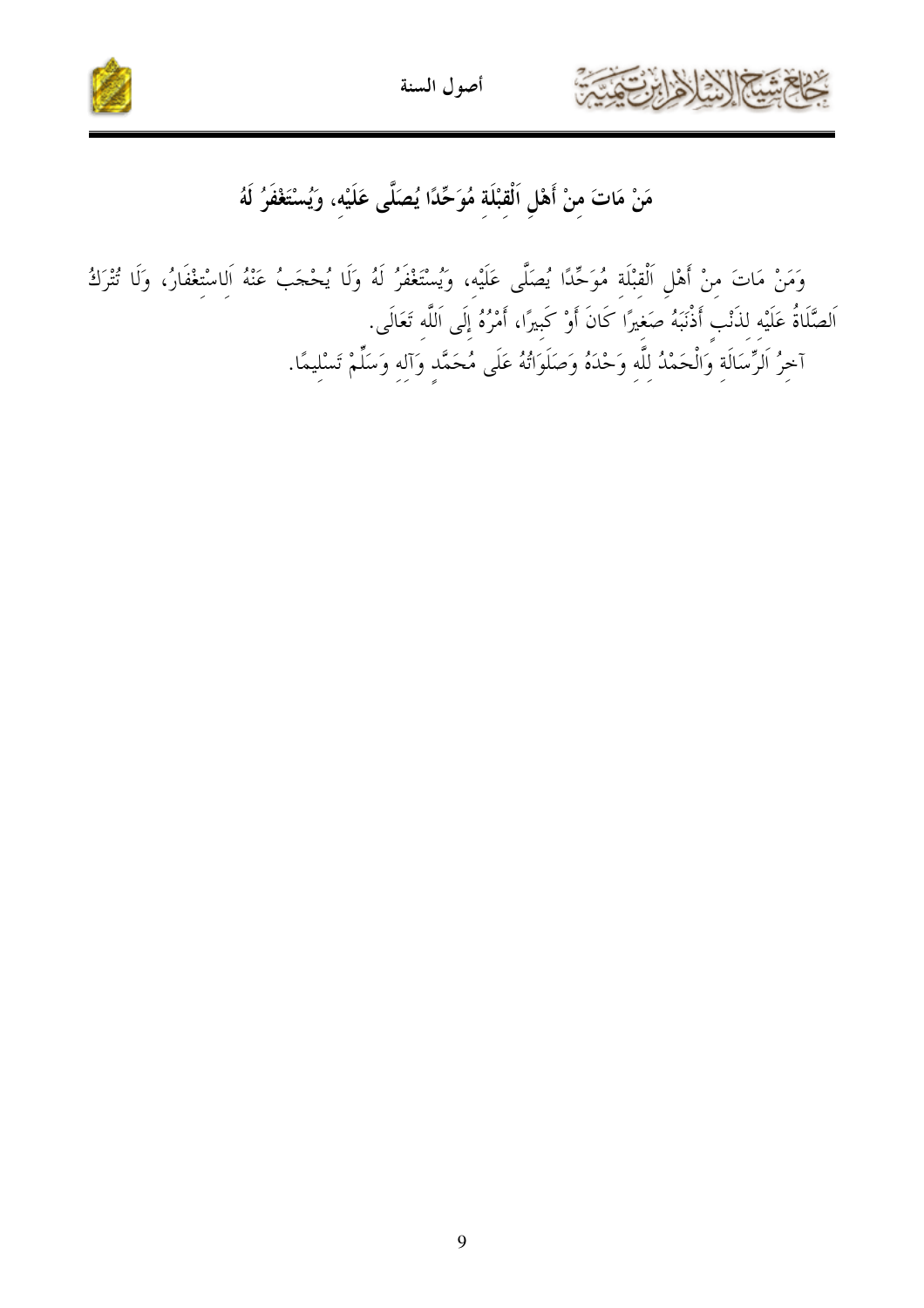## مَنْ مَاتَ مِنْ أَهْلِ اَلْقِبْلَةِ مُوَحِّدًا يُصَلَّى عَلَيْهِ، وَيُسْتَغْفَرُ لَهُ

وَمَنْ مَاتَ مِنْ أَهْلِ اَلْقِبْلَةِ مُوَحِّدًا يُصَلَّى عَلَيْهِ، وَيُسْتَغْفَرُ لَهُ وَلَا يُحْجَبُ عَنْهُ اَلِاسْتِغْفَارُ، وَلَا تُتْرَكُ اَلصَّلَاةُ عَلَيْهِ لِذَنْبٍ أَذْنَبَهُ صَغِيرًا كَانَ أَوْ كَبِيرًا، أَمْرُهُ إِلَى اَللَّهِ تَعَالَى.

آخِرُ اَلرِّسَالَةِ وَالْحَمْدُ لِلَّهِ وَحْدَهُ وَصَلَوَاتُهُ عَلَى مُحَمَّدٍ وَآلِهِ وَسَلِّمْ تَسْلِيمًا.